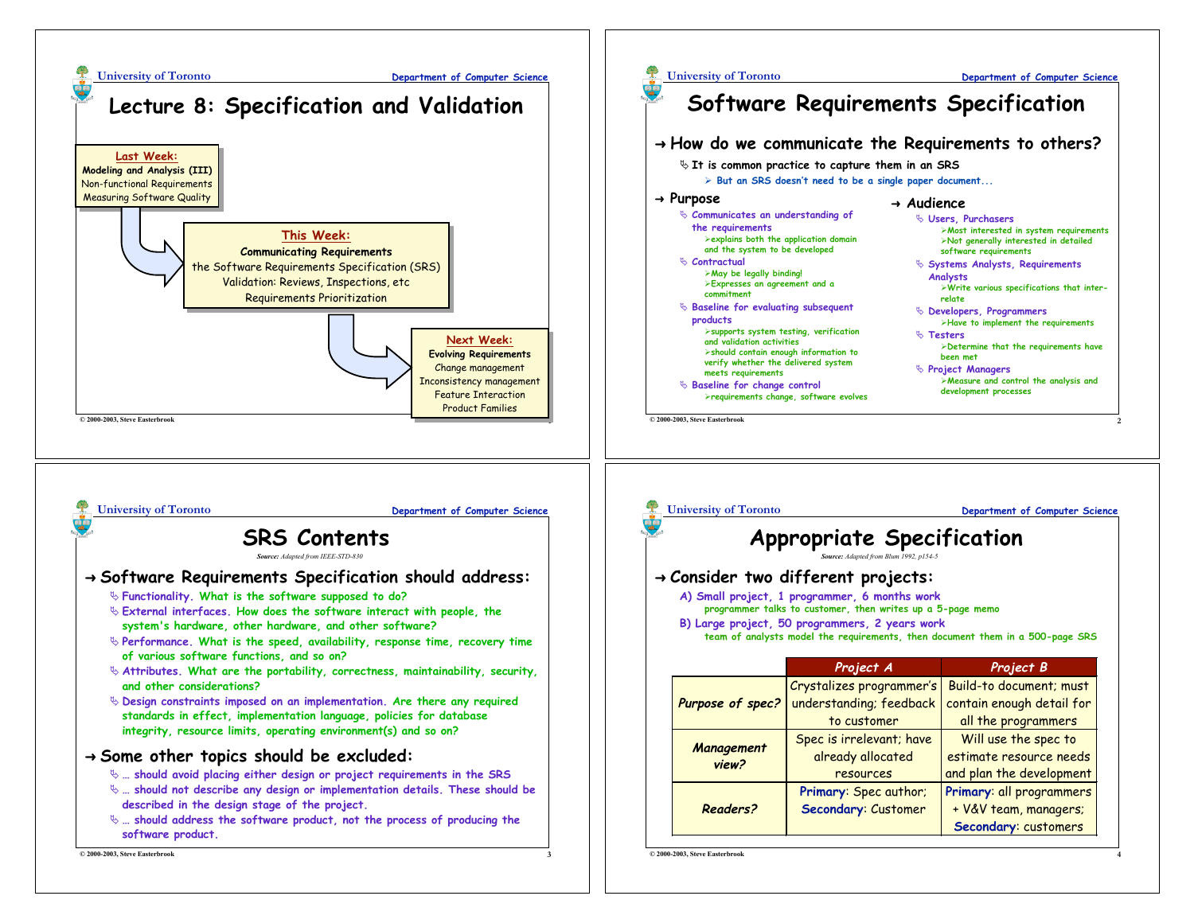# Lecture 8: Specification and Validation

**Last Week:**
**Modeling and Analysis (III)**
Non-functional Requirements
Measuring Software Quality

**This Week:**
**Communicating Requirements**
the Software Requirements Specification (SRS)
Validation: Reviews, Inspections, etc
Requirements Prioritization

**Next Week:**
**Evolving Requirements**
Change management
Inconsistency management
Feature Interaction
Product Families

© 2000-2003, Steve Easterbrook

# Software Requirements Specification

## → How do we communicate the Requirements to others?

- It is common practice to capture them in an SRS
  - But an SRS doesn't need to be a single paper document...

## → Purpose

- Communicates an understanding of the requirements
  - explains both the application domain and the system to be developed
- Contractual
  - May be legally binding!
  - Expresses an agreement and a commitment
- Baseline for evaluating subsequent products
  - supports system testing, verification and validation activities
  - should contain enough information to verify whether the delivered system meets requirements
- Baseline for change control
  - requirements change, software evolves

## → Audience

- Users, Purchasers
  - Most interested in system requirements
  - Not generally interested in detailed software requirements
- Systems Analysts, Requirements Analysts
  - Write various specifications that inter-relate
- Developers, Programmers
  - Have to implement the requirements
- Testers
  - Determine that the requirements have been met
- Project Managers
  - Measure and control the analysis and development processes

© 2000-2003, Steve Easterbrook

# SRS Contents

*Source: Adapted from IEEE-STD-830*

## → Software Requirements Specification should address:

- **Functionality.** What is the software supposed to do?
- **External interfaces.** How does the software interact with people, the system's hardware, other hardware, and other software?
- **Performance.** What is the speed, availability, response time, recovery time of various software functions, and so on?
- **Attributes.** What are the portability, correctness, maintainability, security, and other considerations?
- **Design constraints imposed on an implementation.** Are there any required standards in effect, implementation language, policies for database integrity, resource limits, operating environment(s) and so on?

## → Some other topics should be excluded:

- … should avoid placing either design or project requirements in the SRS
- … should not describe any design or implementation details. These should be described in the design stage of the project.
- … should address the software product, not the process of producing the software product.

© 2000-2003, Steve Easterbrook

# Appropriate Specification

*Source: Adapted from Blum 1992, p154-5*

## → Consider two different projects:

A) Small project, 1 programmer, 6 months work
   programmer talks to customer, then writes up a 5-page memo

B) Large project, 50 programmers, 2 years work
   team of analysts model the requirements, then document them in a 500-page SRS

| | *Project A* | *Project B* |
|---|---|---|
| ***Purpose of spec?*** | Crystalizes programmer's understanding; feedback to customer | Build-to document; must contain enough detail for all the programmers |
| ***Management view?*** | Spec is irrelevant; have already allocated resources | Will use the spec to estimate resource needs and plan the development |
| ***Readers?*** | **Primary**: Spec author; **Secondary**: Customer | **Primary**: all programmers + V&V team, managers; **Secondary**: customers |

© 2000-2003, Steve Easterbrook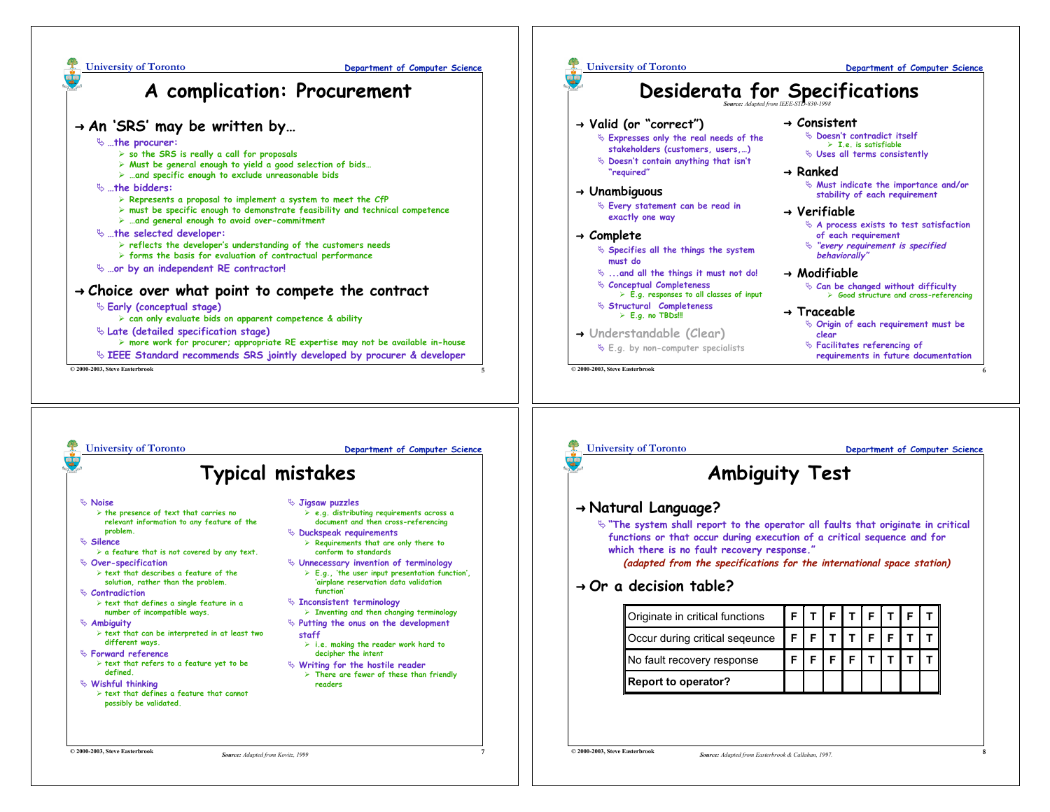# A complication: Procurement

→ **An 'SRS' may be written by…**

- …the procurer:
  - so the SRS is really a call for proposals
  - Must be general enough to yield a good selection of bids…
  - …and specific enough to exclude unreasonable bids
- …the bidders:
  - Represents a proposal to implement a system to meet the CfP
  - must be specific enough to demonstrate feasibility and technical competence
  - …and general enough to avoid over-commitment
- …the selected developer:
  - reflects the developer's understanding of the customers needs
  - forms the basis for evaluation of contractual performance
- …or by an independent RE contractor!

→ **Choice over what point to compete the contract**

- Early (conceptual stage)
  - can only evaluate bids on apparent competence & ability
- Late (detailed specification stage)
  - more work for procurer; appropriate RE expertise may not be available in-house
- IEEE Standard recommends SRS jointly developed by procurer & developer

# Desiderata for Specifications

*Source: Adapted from IEEE-STD-830-1998*

→ **Valid (or "correct")**
- Expresses only the real needs of the stakeholders (customers, users,…)
- Doesn't contain anything that isn't "required"

→ **Unambiguous**
- Every statement can be read in exactly one way

→ **Complete**
- Specifies all the things the system must do
- ...and all the things it must not do!
- Conceptual Completeness
  - E.g. responses to all classes of input
- Structural Completeness
  - E.g. no TBDs!!!

→ **Understandable (Clear)**
- E.g. by non-computer specialists

→ **Consistent**
- Doesn't contradict itself
  - I.e. is satisfiable
- Uses all terms consistently

→ **Ranked**
- Must indicate the importance and/or stability of each requirement

→ **Verifiable**
- A process exists to test satisfaction of each requirement
- *"every requirement is specified behaviorally"*

→ **Modifiable**
- Can be changed without difficulty
  - Good structure and cross-referencing

→ **Traceable**
- Origin of each requirement must be clear
- Facilitates referencing of requirements in future documentation

# Typical mistakes

- Noise
  - the presence of text that carries no relevant information to any feature of the problem.
- Silence
  - a feature that is not covered by any text.
- Over-specification
  - text that describes a feature of the solution, rather than the problem.
- Contradiction
  - text that defines a single feature in a number of incompatible ways.
- Ambiguity
  - text that can be interpreted in at least two different ways.
- Forward reference
  - text that refers to a feature yet to be defined.
- Wishful thinking
  - text that defines a feature that cannot possibly be validated.
- Jigsaw puzzles
  - e.g. distributing requirements across a document and then cross-referencing
- Duckspeak requirements
  - Requirements that are only there to conform to standards
- Unnecessary invention of terminology
  - E.g., 'the user input presentation function', 'airplane reservation data validation function'
- Inconsistent terminology
  - Inventing and then changing terminology
- Putting the onus on the development staff
  - i.e. making the reader work hard to decipher the intent
- Writing for the hostile reader
  - There are fewer of these than friendly readers

*Source: Adapted from Kovitz, 1999*

# Ambiguity Test

→ **Natural Language?**
- "The system shall report to the operator all faults that originate in critical functions or that occur during execution of a critical sequence and for which there is no fault recovery response."
  - *(adapted from the specifications for the international space station)*

→ **Or a decision table?**

| | | | | | | | | |
|---|---|---|---|---|---|---|---|---|
| Originate in critical functions | F | T | F | T | F | T | F | T |
| Occur during critical seqeunce | F | F | T | T | F | F | T | T |
| No fault recovery response | F | F | F | F | T | T | T | T |
| **Report to operator?** | | | | | | | | |

*Source: Adapted from Easterbrook & Callahan, 1997.*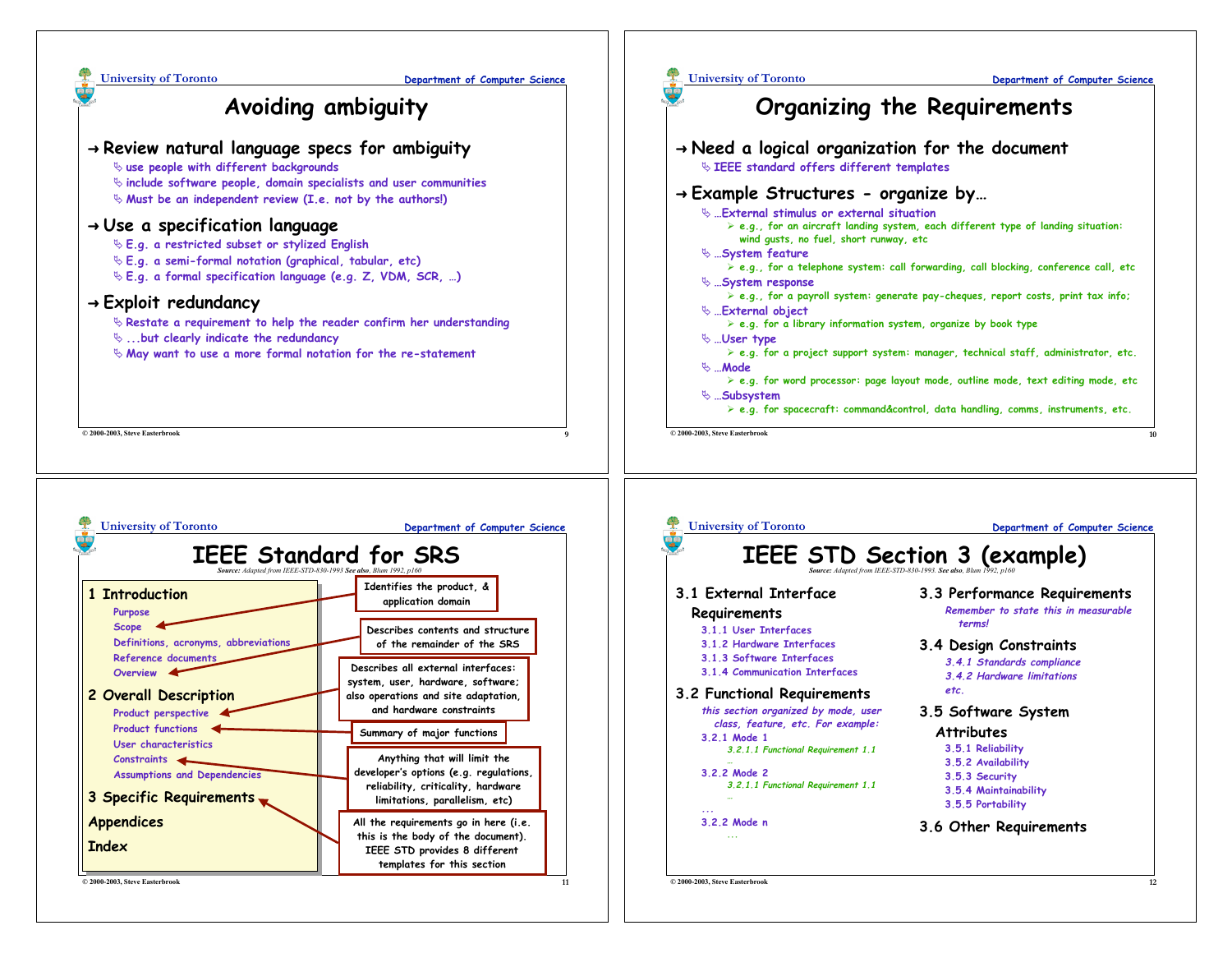## Avoiding ambiguity

- **Review natural language specs for ambiguity**
  - use people with different backgrounds
  - include software people, domain specialists and user communities
  - Must be an independent review (I.e. not by the authors!)
- **Use a specification language**
  - E.g. a restricted subset or stylized English
  - E.g. a semi-formal notation (graphical, tabular, etc)
  - E.g. a formal specification language (e.g. Z, VDM, SCR, …)
- **Exploit redundancy**
  - Restate a requirement to help the reader confirm her understanding
  - ...but clearly indicate the redundancy
  - May want to use a more formal notation for the re-statement

© 2000-2003, Steve Easterbrook

## Organizing the Requirements

- **Need a logical organization for the document**
  - IEEE standard offers different templates
- **Example Structures - organize by…**
  - …External stimulus or external situation
    - e.g., for an aircraft landing system, each different type of landing situation: wind gusts, no fuel, short runway, etc
  - …System feature
    - e.g., for a telephone system: call forwarding, call blocking, conference call, etc
  - …System response
    - e.g., for a payroll system: generate pay-cheques, report costs, print tax info;
  - …External object
    - e.g. for a library information system, organize by book type
  - …User type
    - e.g. for a project support system: manager, technical staff, administrator, etc.
  - …Mode
    - e.g. for word processor: page layout mode, outline mode, text editing mode, etc
  - …Subsystem
    - e.g. for spacecraft: command&control, data handling, comms, instruments, etc.

© 2000-2003, Steve Easterbrook

## IEEE Standard for SRS

*Source: Adapted from IEEE-STD-830-1993 See also, Blum 1992, p160*

**1 Introduction**
- Purpose
- Scope — Identifies the product, & application domain
- Definitions, acronyms, abbreviations
- Reference documents
- Overview — Describes contents and structure of the remainder of the SRS

**2 Overall Description**
- Product perspective — Describes all external interfaces: system, user, hardware, software; also operations and site adaptation, and hardware constraints
- Product functions — Summary of major functions
- User characteristics
- Constraints — Anything that will limit the developer's options (e.g. regulations, reliability, criticality, hardware limitations, parallelism, etc)
- Assumptions and Dependencies

**3 Specific Requirements** — All the requirements go in here (i.e. this is the body of the document). IEEE STD provides 8 different templates for this section

**Appendices**

**Index**

© 2000-2003, Steve Easterbrook

## IEEE STD Section 3 (example)

*Source: Adapted from IEEE-STD-830-1993. See also, Blum 1992, p160*

**3.1 External Interface Requirements**
- 3.1.1 User Interfaces
- 3.1.2 Hardware Interfaces
- 3.1.3 Software Interfaces
- 3.1.4 Communication Interfaces

**3.2 Functional Requirements**

*this section organized by mode, user class, feature, etc. For example:*
- 3.2.1 Mode 1
  - *3.2.1.1 Functional Requirement 1.1*
  - …
- 3.2.2 Mode 2
  - *3.2.1.1 Functional Requirement 1.1*
  - …
- ...
- 3.2.2 Mode n
  - ...

**3.3 Performance Requirements**

*Remember to state this in measurable terms!*

**3.4 Design Constraints**
- *3.4.1 Standards compliance*
- *3.4.2 Hardware limitations*
- *etc.*

**3.5 Software System Attributes**
- 3.5.1 Reliability
- 3.5.2 Availability
- 3.5.3 Security
- 3.5.4 Maintainability
- 3.5.5 Portability

**3.6 Other Requirements**

© 2000-2003, Steve Easterbrook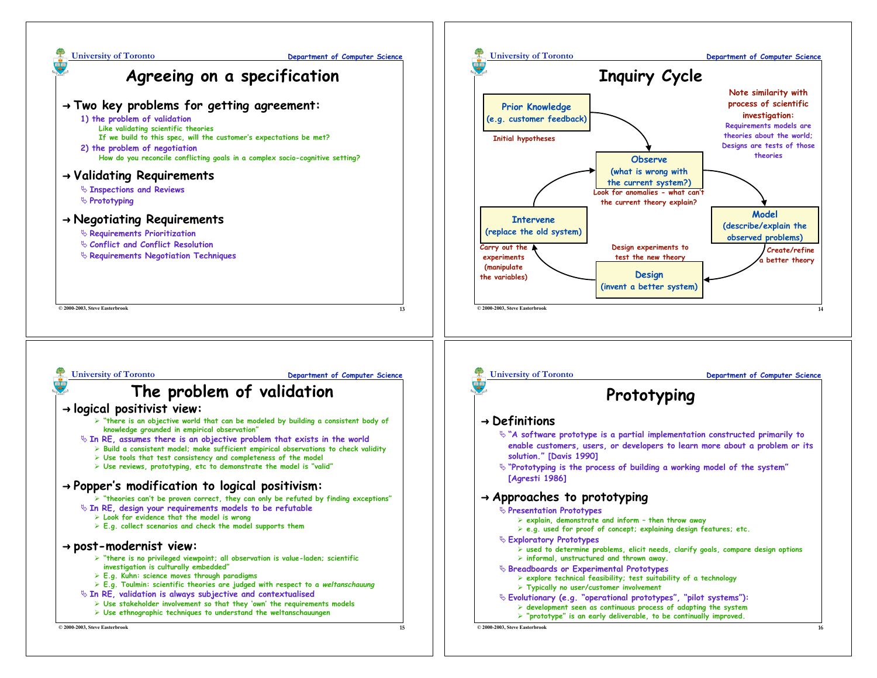# Agreeing on a specification

**→ Two key problems for getting agreement:**

1) the problem of validation
   - Like validating scientific theories
   - If we build to this spec, will the customer's expectations be met?

2) the problem of negotiation
   - How do you reconcile conflicting goals in a complex socio-cognitive setting?

**→ Validating Requirements**

- Inspections and Reviews
- Prototyping

**→ Negotiating Requirements**

- Requirements Prioritization
- Conflict and Conflict Resolution
- Requirements Negotiation Techniques

# Inquiry Cycle

**Prior Knowledge** (e.g. customer feedback) — Initial hypotheses

→ **Observe** (what is wrong with the current system?) — Look for anomalies - what can't the current theory explain?

→ **Model** (describe/explain the observed problems) — Create/refine a better theory

→ **Design** (invent a better system) — Design experiments to test the new theory

→ **Intervene** (replace the old system) — Carry out the experiments (manipulate the variables)

→ back to **Observe**

Note similarity with process of scientific investigation:
Requirements models are theories about the world;
Designs are tests of those theories

# The problem of validation

**→ logical positivist view:**

- "there is an objective world that can be modeled by building a consistent body of knowledge grounded in empirical observation"
- In RE, assumes there is an objective problem that exists in the world
  - Build a consistent model; make sufficient empirical observations to check validity
  - Use tools that test consistency and completeness of the model
  - Use reviews, prototyping, etc to demonstrate the model is "valid"

**→ Popper's modification to logical positivism:**

- "theories can't be proven correct, they can only be refuted by finding exceptions"
- In RE, design your requirements models to be refutable
  - Look for evidence that the model is wrong
  - E.g. collect scenarios and check the model supports them

**→ post-modernist view:**

- "there is no privileged viewpoint; all observation is value-laden; scientific investigation is culturally embedded"
- E.g. Kuhn: science moves through paradigms
- E.g. Toulmin: scientific theories are judged with respect to a *weltanschauung*
- In RE, validation is always subjective and contextualised
  - Use stakeholder involvement so that they 'own' the requirements models
  - Use ethnographic techniques to understand the weltanschauungen

# Prototyping

**→ Definitions**

- "A software prototype is a partial implementation constructed primarily to enable customers, users, or developers to learn more about a problem or its solution." [Davis 1990]
- "Prototyping is the process of building a working model of the system" [Agresti 1986]

**→ Approaches to prototyping**

- Presentation Prototypes
  - explain, demonstrate and inform – then throw away
  - e.g. used for proof of concept; explaining design features; etc.
- Exploratory Prototypes
  - used to determine problems, elicit needs, clarify goals, compare design options
  - informal, unstructured and thrown away.
- Breadboards or Experimental Prototypes
  - explore technical feasibility; test suitability of a technology
  - Typically no user/customer involvement
- Evolutionary (e.g. "operational prototypes", "pilot systems"):
  - development seen as continuous process of adapting the system
  - "prototype" is an early deliverable, to be continually improved.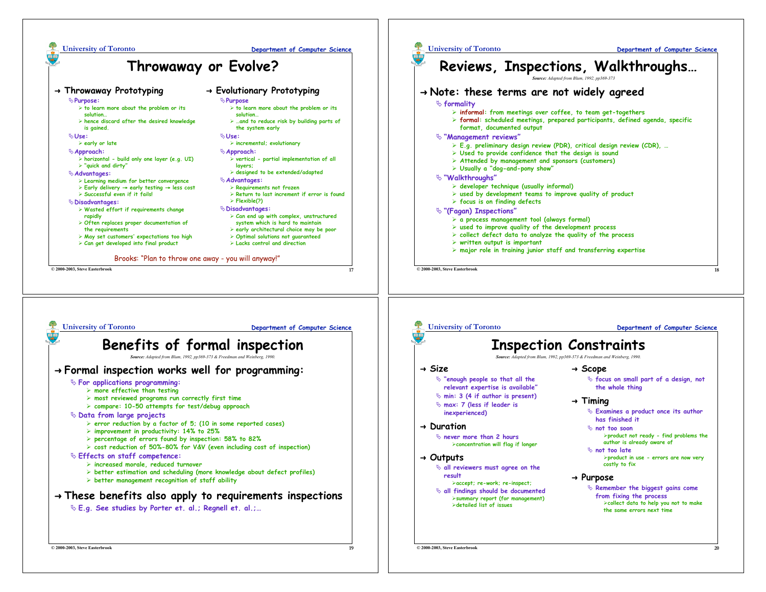# Throwaway or Evolve?

## Throwaway Prototyping

- **Purpose:**
  - to learn more about the problem or its solution…
  - hence discard after the desired knowledge is gained.
- **Use:**
  - early or late
- **Approach:**
  - horizontal - build only one layer (e.g. UI)
  - "quick and dirty"
- **Advantages:**
  - Learning medium for better convergence
  - Early delivery → early testing → less cost
  - Successful even if it fails!
- **Disadvantages:**
  - Wasted effort if requirements change rapidly
  - Often replaces proper documentation of the requirements
  - May set customers' expectations too high
  - Can get developed into final product

## Evolutionary Prototyping

- **Purpose**
  - to learn more about the problem or its solution…
  - …and to reduce risk by building parts of the system early
- **Use:**
  - incremental; evolutionary
- **Approach:**
  - vertical - partial implementation of all layers;
  - designed to be extended/adapted
- **Advantages:**
  - Requirements not frozen
  - Return to last increment if error is found
  - Flexible(?)
- **Disadvantages:**
  - Can end up with complex, unstructured system which is hard to maintain
  - early architectural choice may be poor
  - Optimal solutions not guaranteed
  - Lacks control and direction

Brooks: "Plan to throw one away - you will anyway!"

# Reviews, Inspections, Walkthroughs…

*Source: Adapted from Blum, 1992, pp369-373*

## Note: these terms are not widely agreed

- **formality**
  - **informal**: from meetings over coffee, to team get-togethers
  - **formal**: scheduled meetings, prepared participants, defined agenda, specific format, documented output
- **"Management reviews"**
  - E.g. preliminary design review (PDR), critical design review (CDR), …
  - Used to provide confidence that the design is sound
  - Attended by management and sponsors (customers)
  - Usually a "dog-and-pony show"
- **"Walkthroughs"**
  - developer technique (usually informal)
  - used by development teams to improve quality of product
  - focus is on finding defects
- **"(Fagan) Inspections"**
  - a process management tool (always formal)
  - used to improve quality of the development process
  - collect defect data to analyze the quality of the process
  - written output is important
  - major role in training junior staff and transferring expertise

# Benefits of formal inspection

*Source: Adapted from Blum, 1992, pp369-373 & Freedman and Weinberg, 1990.*

## Formal inspection works well for programming:

- **For applications programming:**
  - more effective than testing
  - most reviewed programs run correctly first time
  - compare: 10-50 attempts for test/debug approach
- **Data from large projects**
  - error reduction by a factor of 5; (10 in some reported cases)
  - improvement in productivity: 14% to 25%
  - percentage of errors found by inspection: 58% to 82%
  - cost reduction of 50%-80% for V&V (even including cost of inspection)
- **Effects on staff competence:**
  - increased morale, reduced turnover
  - better estimation and scheduling (more knowledge about defect profiles)
  - better management recognition of staff ability

## These benefits also apply to requirements inspections

- E.g. See studies by Porter et. al.; Regnell et. al.;…

# Inspection Constraints

*Source: Adapted from Blum, 1992, pp369-373 & Freedman and Weinberg, 1990.*

## Size

- "enough people so that all the relevant expertise is available"
- min: 3 (4 if author is present)
- max: 7 (less if leader is inexperienced)

## Duration

- never more than 2 hours
  - concentration will flag if longer

## Outputs

- all reviewers must agree on the result
  - accept; re-work; re-inspect;
- all findings should be documented
  - summary report (for management)
  - detailed list of issues

## Scope

- focus on small part of a design, not the whole thing

## Timing

- Examines a product once its author has finished it
- not too soon
  - product not ready - find problems the author is already aware of
- not too late
  - product in use - errors are now very costly to fix

## Purpose

- Remember the biggest gains come from fixing the process
  - collect data to help you not to make the same errors next time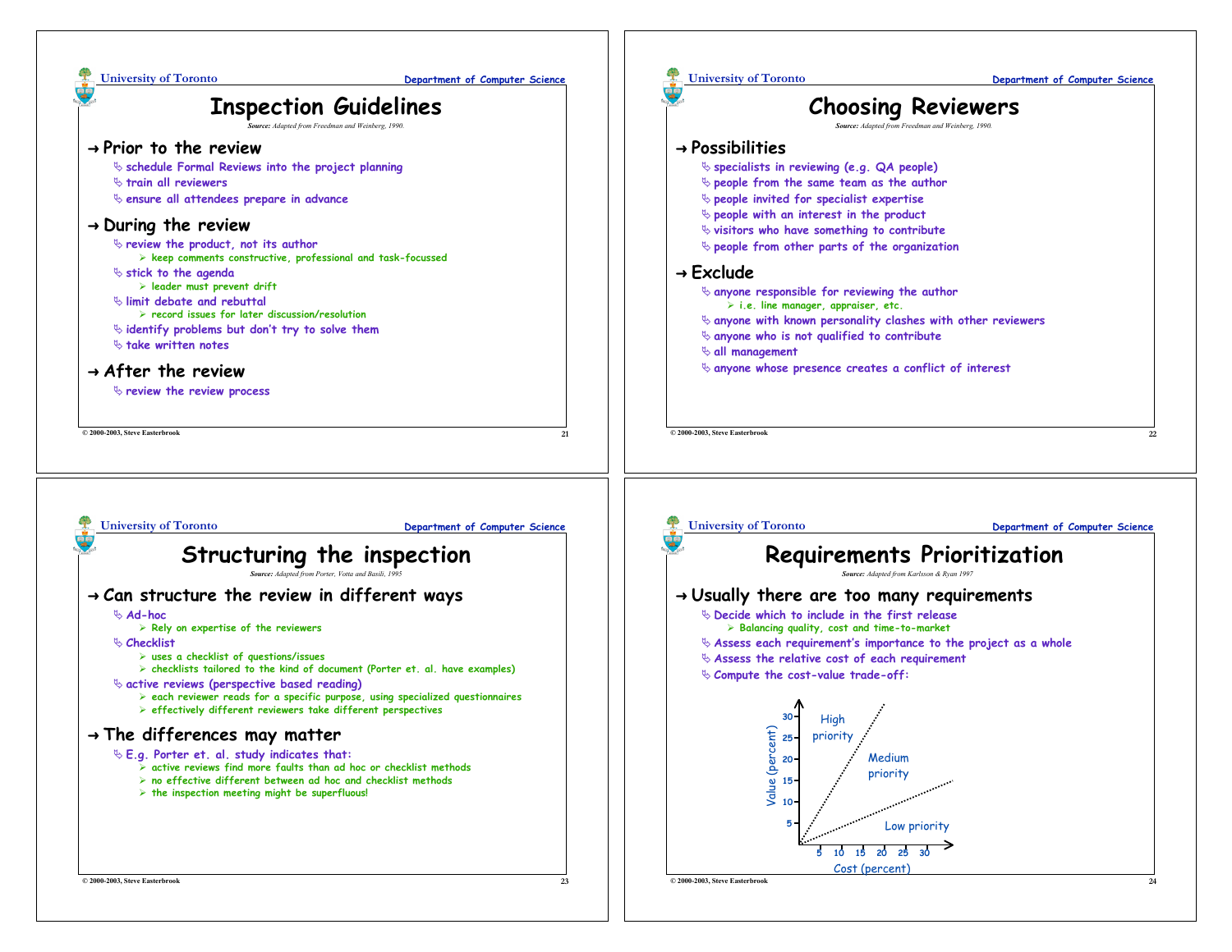# Inspection Guidelines

***Source:*** *Adapted from Freedman and Weinberg, 1990.*

## → Prior to the review

- schedule Formal Reviews into the project planning
- train all reviewers
- ensure all attendees prepare in advance

## → During the review

- review the product, not its author
  - keep comments constructive, professional and task-focussed
- stick to the agenda
  - leader must prevent drift
- limit debate and rebuttal
  - record issues for later discussion/resolution
- identify problems but don't try to solve them
- take written notes

## → After the review

- review the review process

# Choosing Reviewers

***Source:*** *Adapted from Freedman and Weinberg, 1990.*

## → Possibilities

- specialists in reviewing (e.g. QA people)
- people from the same team as the author
- people invited for specialist expertise
- people with an interest in the product
- visitors who have something to contribute
- people from other parts of the organization

## → Exclude

- anyone responsible for reviewing the author
  - i.e. line manager, appraiser, etc.
- anyone with known personality clashes with other reviewers
- anyone who is not qualified to contribute
- all management
- anyone whose presence creates a conflict of interest

# Structuring the inspection

***Source:*** *Adapted from Porter, Votta and Basili, 1995*

## → Can structure the review in different ways

- Ad-hoc
  - Rely on expertise of the reviewers
- Checklist
  - uses a checklist of questions/issues
  - checklists tailored to the kind of document (Porter et. al. have examples)
- active reviews (perspective based reading)
  - each reviewer reads for a specific purpose, using specialized questionnaires
  - effectively different reviewers take different perspectives

## → The differences may matter

- E.g. Porter et. al. study indicates that:
  - active reviews find more faults than ad hoc or checklist methods
  - no effective different between ad hoc and checklist methods
  - the inspection meeting might be superfluous!

# Requirements Prioritization

***Source:*** *Adapted from Karlsson & Ryan 1997*

## → Usually there are too many requirements

- Decide which to include in the first release
  - Balancing quality, cost and time-to-market
- Assess each requirement's importance to the project as a whole
- Assess the relative cost of each requirement
- Compute the cost-value trade-off:

Value (percent)
30
25
20
15
10
5
High priority
Medium priority
Low priority
5 10 15 20 25 30
Cost (percent)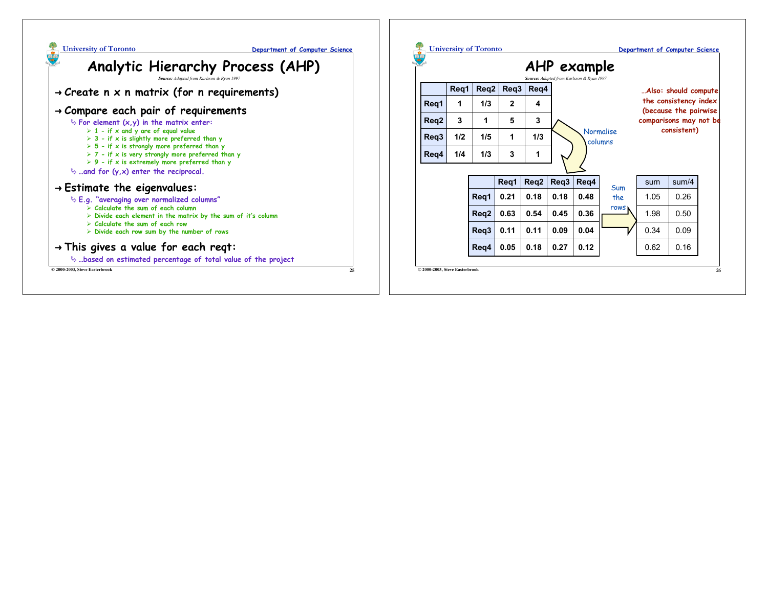# Analytic Hierarchy Process (AHP)

***Source:** Adapted from Karlsson & Ryan 1997*

- **Create n x n matrix (for n requirements)**
- **Compare each pair of requirements**
  - For element (x,y) in the matrix enter:
    - 1 - if x and y are of equal value
    - 3 - if x is slightly more preferred than y
    - 5 - if x is strongly more preferred than y
    - 7 - if x is very strongly more preferred than y
    - 9 - if x is extremely more preferred than y
  - …and for (y,x) enter the reciprocal.
- **Estimate the eigenvalues:**
  - E.g. "averaging over normalized columns"
    - Calculate the sum of each column
    - Divide each element in the matrix by the sum of it's column
    - Calculate the sum of each row
    - Divide each row sum by the number of rows
- **This gives a value for each reqt:**
  - …based on estimated percentage of total value of the project

# AHP example

***Source:** Adapted from Karlsson & Ryan 1997*

| | Req1 | Req2 | Req3 | Req4 |
|---|---|---|---|---|
| Req1 | 1 | 1/3 | 2 | 4 |
| Req2 | 3 | 1 | 5 | 3 |
| Req3 | 1/2 | 1/5 | 1 | 1/3 |
| Req4 | 1/4 | 1/3 | 3 | 1 |

Normalise columns

| | Req1 | Req2 | Req3 | Req4 |
|---|---|---|---|---|
| Req1 | 0.21 | 0.18 | 0.18 | 0.48 |
| Req2 | 0.63 | 0.54 | 0.45 | 0.36 |
| Req3 | 0.11 | 0.11 | 0.09 | 0.04 |
| Req4 | 0.05 | 0.18 | 0.27 | 0.12 |

Sum the rows

| sum | sum/4 |
|---|---|
| 1.05 | 0.26 |
| 1.98 | 0.50 |
| 0.34 | 0.09 |
| 0.62 | 0.16 |

…Also: should compute the consistency index (because the pairwise comparisons may not be consistent)